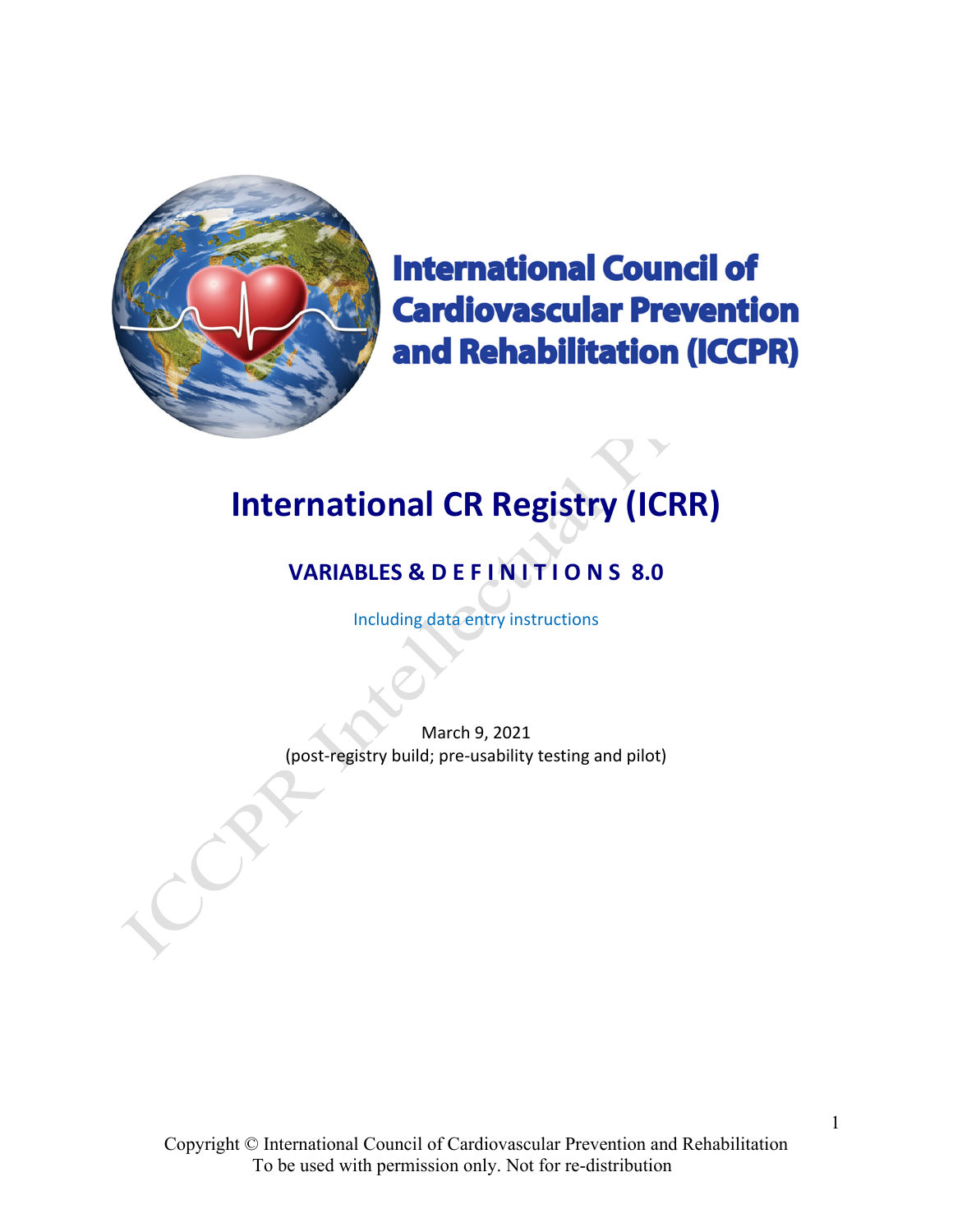International Council of Cardiovascular Prevention and Rehabilitation (ICCPR)

# International CR Registry (ICRR)

## VARIABLES & DEFINITIONS 8.0

Including data entry instructions

March 9, 2021
(post-registry build; pre-usability testing and pilot)

Copyright © International Council of Cardiovascular Prevention and Rehabilitation
To be used with permission only. Not for re-distribution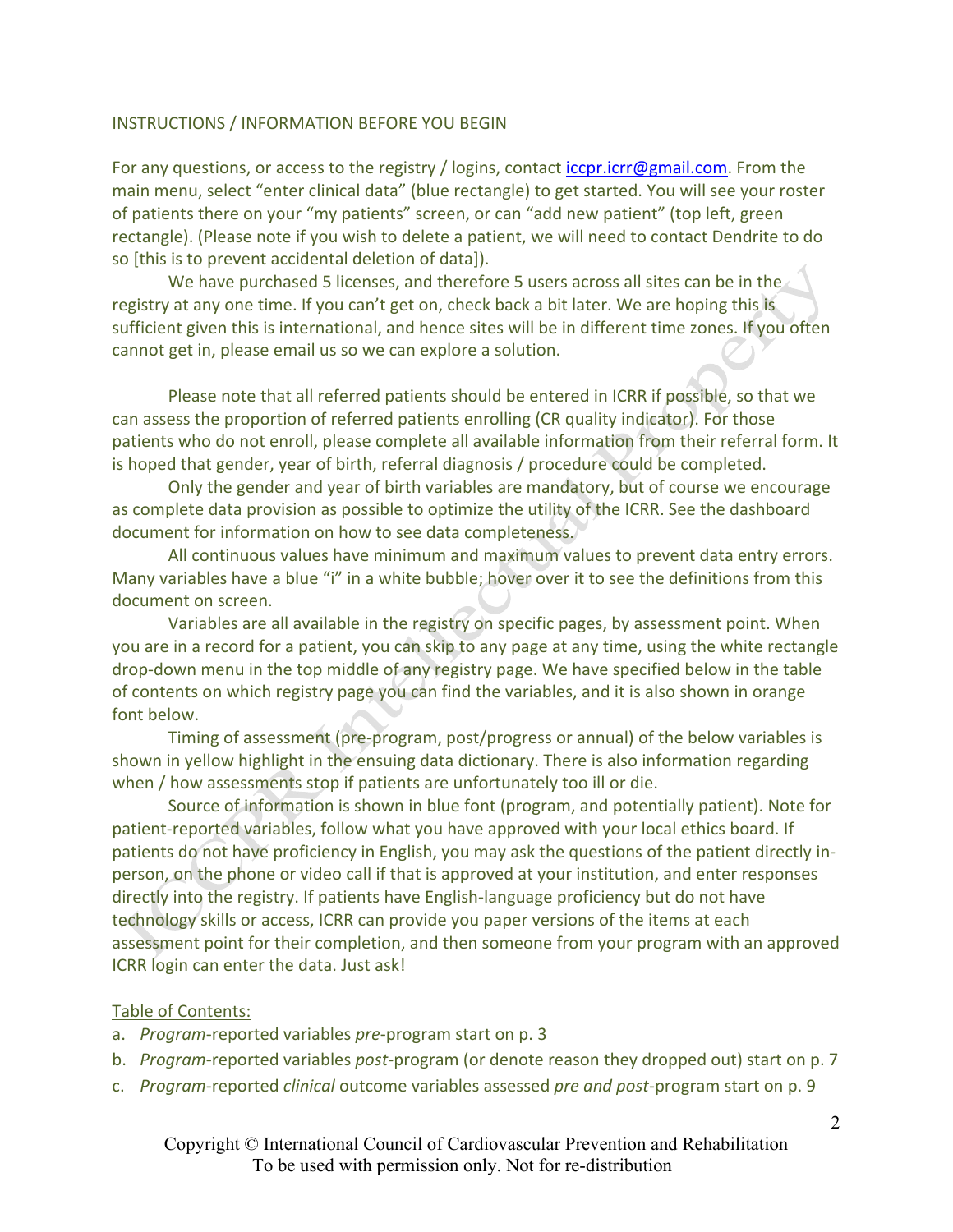INSTRUCTIONS / INFORMATION BEFORE YOU BEGIN

For any questions, or access to the registry / logins, contact iccpr.icrr@gmail.com. From the main menu, select "enter clinical data" (blue rectangle) to get started. You will see your roster of patients there on your "my patients" screen, or can "add new patient" (top left, green rectangle). (Please note if you wish to delete a patient, we will need to contact Dendrite to do so [this is to prevent accidental deletion of data]).

We have purchased 5 licenses, and therefore 5 users across all sites can be in the registry at any one time. If you can't get on, check back a bit later. We are hoping this is sufficient given this is international, and hence sites will be in different time zones. If you often cannot get in, please email us so we can explore a solution.

Please note that all referred patients should be entered in ICRR if possible, so that we can assess the proportion of referred patients enrolling (CR quality indicator). For those patients who do not enroll, please complete all available information from their referral form. It is hoped that gender, year of birth, referral diagnosis / procedure could be completed.

Only the gender and year of birth variables are mandatory, but of course we encourage as complete data provision as possible to optimize the utility of the ICRR. See the dashboard document for information on how to see data completeness.

All continuous values have minimum and maximum values to prevent data entry errors. Many variables have a blue "i" in a white bubble; hover over it to see the definitions from this document on screen.

Variables are all available in the registry on specific pages, by assessment point. When you are in a record for a patient, you can skip to any page at any time, using the white rectangle drop-down menu in the top middle of any registry page. We have specified below in the table of contents on which registry page you can find the variables, and it is also shown in orange font below.

Timing of assessment (pre-program, post/progress or annual) of the below variables is shown in yellow highlight in the ensuing data dictionary. There is also information regarding when / how assessments stop if patients are unfortunately too ill or die.

Source of information is shown in blue font (program, and potentially patient). Note for patient-reported variables, follow what you have approved with your local ethics board. If patients do not have proficiency in English, you may ask the questions of the patient directly in-person, on the phone or video call if that is approved at your institution, and enter responses directly into the registry. If patients have English-language proficiency but do not have technology skills or access, ICRR can provide you paper versions of the items at each assessment point for their completion, and then someone from your program with an approved ICRR login can enter the data. Just ask!

Table of Contents:

a. *Program*-reported variables *pre*-program start on p. 3
b. *Program*-reported variables *post*-program (or denote reason they dropped out) start on p. 7
c. *Program*-reported *clinical* outcome variables assessed *pre and post*-program start on p. 9

Copyright © International Council of Cardiovascular Prevention and Rehabilitation
To be used with permission only. Not for re-distribution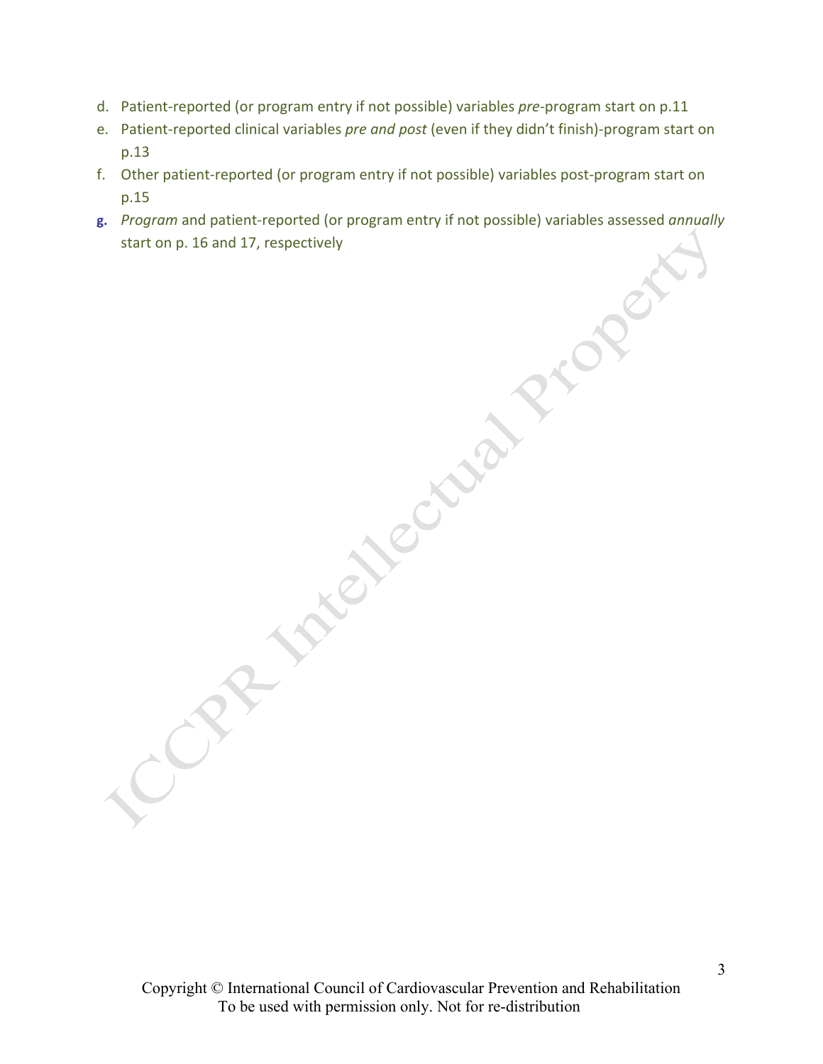d. Patient-reported (or program entry if not possible) variables *pre*-program start on p.11
e. Patient-reported clinical variables *pre and post* (even if they didn't finish)-program start on p.13
f. Other patient-reported (or program entry if not possible) variables post-program start on p.15
g. *Program* and patient-reported (or program entry if not possible) variables assessed *annually* start on p. 16 and 17, respectively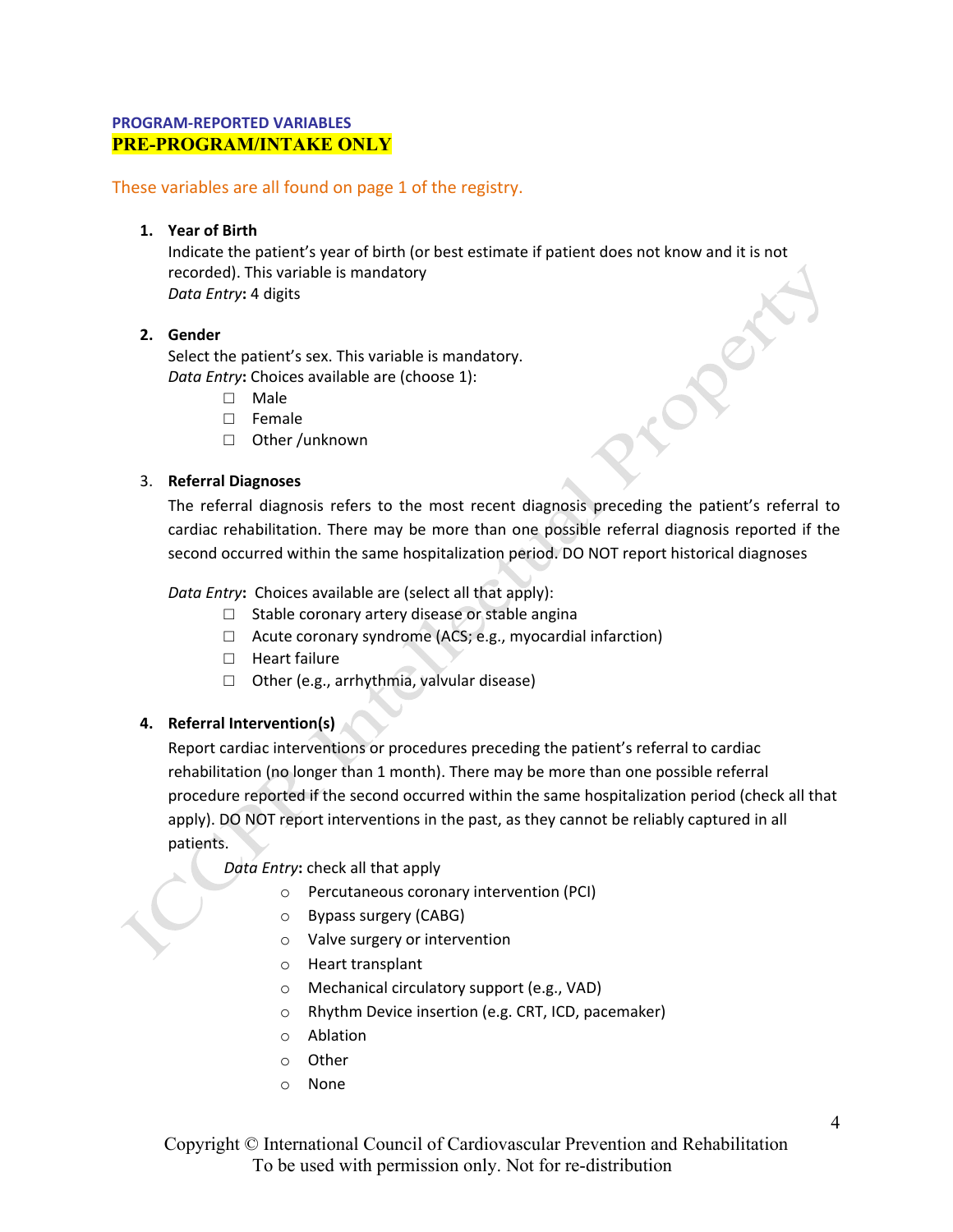**PROGRAM-REPORTED VARIABLES**

**PRE-PROGRAM/INTAKE ONLY**

These variables are all found on page 1 of the registry.

1. **Year of Birth**
   Indicate the patient's year of birth (or best estimate if patient does not know and it is not recorded). This variable is mandatory
   *Data Entry***:** 4 digits

2. **Gender**
   Select the patient's sex. This variable is mandatory.
   *Data Entry***:** Choices available are (choose 1):
   - ☐ Male
   - ☐ Female
   - ☐ Other /unknown

3. **Referral Diagnoses**
   The referral diagnosis refers to the most recent diagnosis preceding the patient's referral to cardiac rehabilitation. There may be more than one possible referral diagnosis reported if the second occurred within the same hospitalization period. DO NOT report historical diagnoses

   *Data Entry***:** Choices available are (select all that apply):
   - ☐ Stable coronary artery disease or stable angina
   - ☐ Acute coronary syndrome (ACS; e.g., myocardial infarction)
   - ☐ Heart failure
   - ☐ Other (e.g., arrhythmia, valvular disease)

4. **Referral Intervention(s)**
   Report cardiac interventions or procedures preceding the patient's referral to cardiac rehabilitation (no longer than 1 month). There may be more than one possible referral procedure reported if the second occurred within the same hospitalization period (check all that apply). DO NOT report interventions in the past, as they cannot be reliably captured in all patients.

   *Data Entry***:** check all that apply
   - Percutaneous coronary intervention (PCI)
   - Bypass surgery (CABG)
   - Valve surgery or intervention
   - Heart transplant
   - Mechanical circulatory support (e.g., VAD)
   - Rhythm Device insertion (e.g. CRT, ICD, pacemaker)
   - Ablation
   - Other
   - None

Copyright © International Council of Cardiovascular Prevention and Rehabilitation
To be used with permission only. Not for re-distribution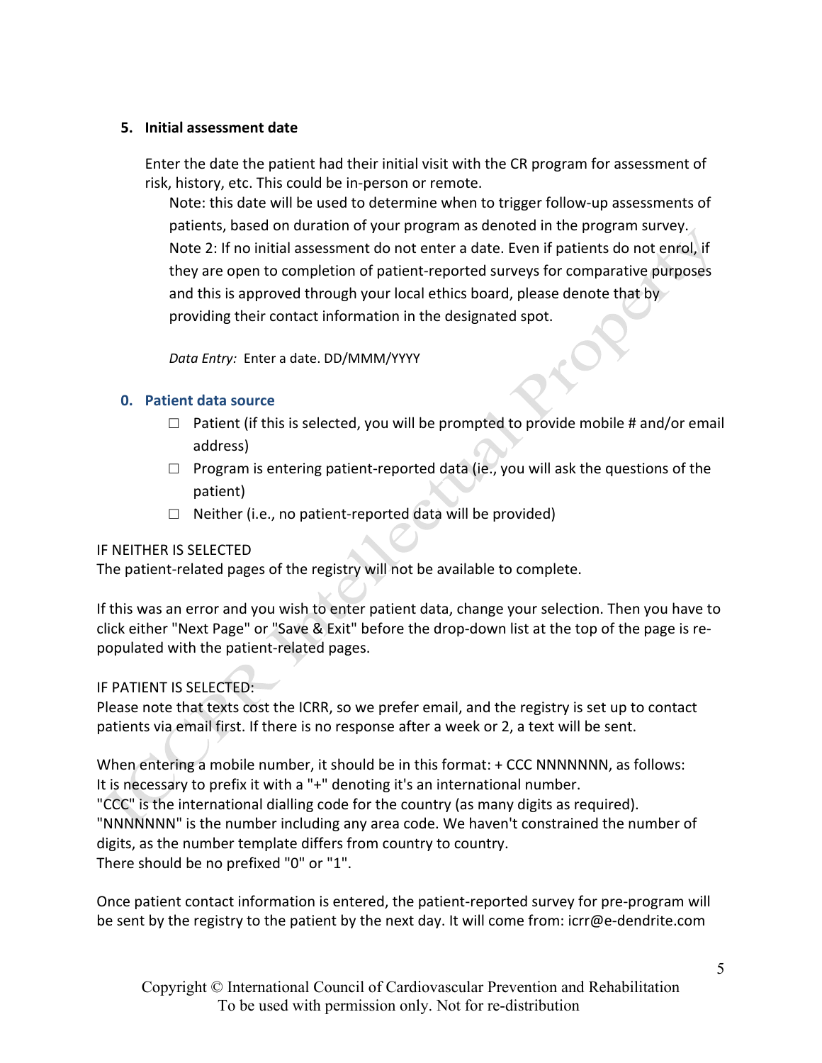5. **Initial assessment date**

   Enter the date the patient had their initial visit with the CR program for assessment of risk, history, etc. This could be in-person or remote.

   Note: this date will be used to determine when to trigger follow-up assessments of patients, based on duration of your program as denoted in the program survey.

   Note 2: If no initial assessment do not enter a date. Even if patients do not enrol, if they are open to completion of patient-reported surveys for comparative purposes and this is approved through your local ethics board, please denote that by providing their contact information in the designated spot.

   *Data Entry:* Enter a date. DD/MMM/YYYY

0. **Patient data source**

   - ☐ Patient (if this is selected, you will be prompted to provide mobile # and/or email address)
   - ☐ Program is entering patient-reported data (ie., you will ask the questions of the patient)
   - ☐ Neither (i.e., no patient-reported data will be provided)

IF NEITHER IS SELECTED
The patient-related pages of the registry will not be available to complete.

If this was an error and you wish to enter patient data, change your selection. Then you have to click either "Next Page" or "Save & Exit" before the drop-down list at the top of the page is re-populated with the patient-related pages.

IF PATIENT IS SELECTED:
Please note that texts cost the ICRR, so we prefer email, and the registry is set up to contact patients via email first. If there is no response after a week or 2, a text will be sent.

When entering a mobile number, it should be in this format: + CCC NNNNNNN, as follows:
It is necessary to prefix it with a "+" denoting it's an international number.
"CCC" is the international dialling code for the country (as many digits as required).
"NNNNNNN" is the number including any area code. We haven't constrained the number of digits, as the number template differs from country to country.
There should be no prefixed "0" or "1".

Once patient contact information is entered, the patient-reported survey for pre-program will be sent by the registry to the patient by the next day. It will come from: icrr@e-dendrite.com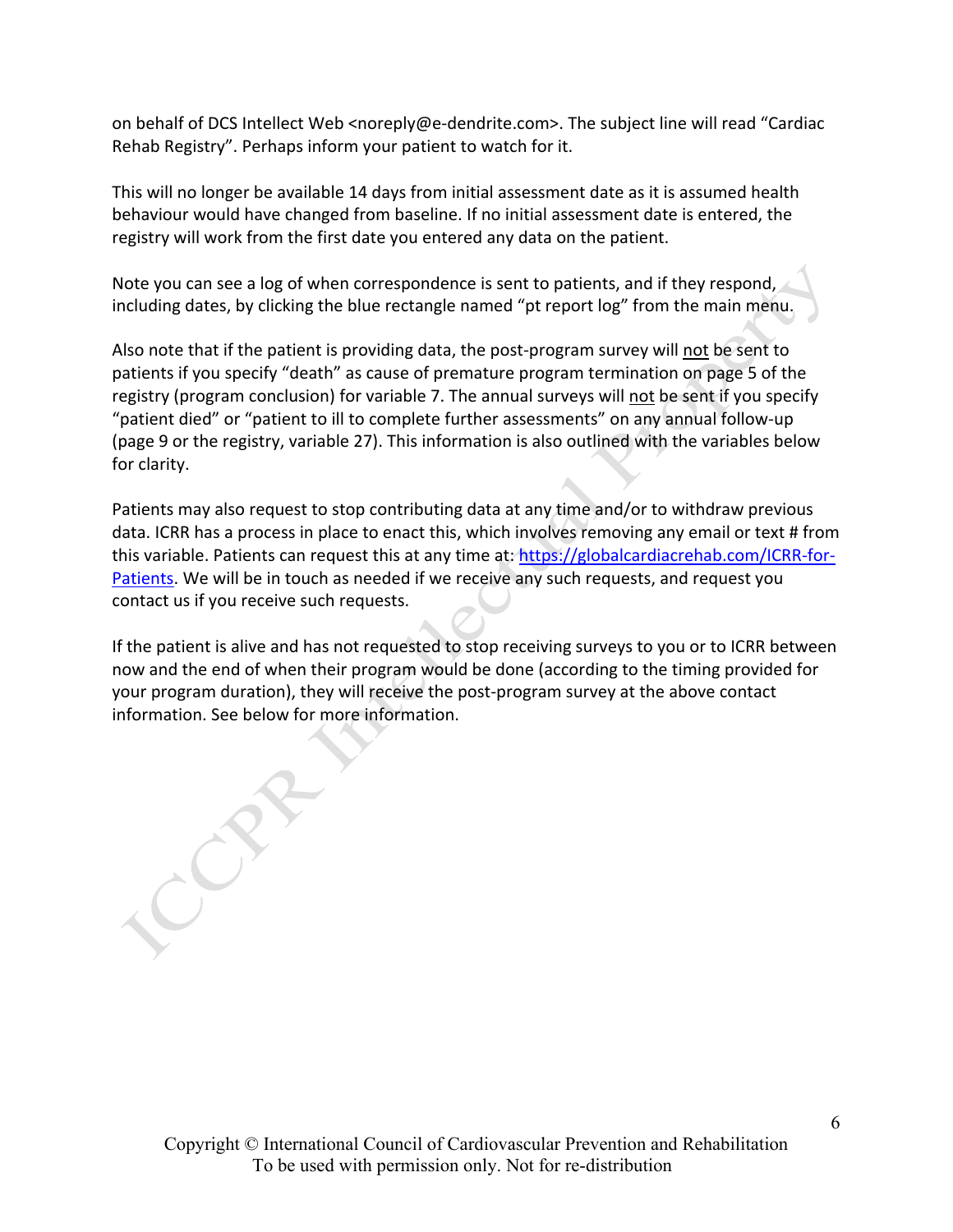on behalf of DCS Intellect Web <noreply@e-dendrite.com>. The subject line will read "Cardiac Rehab Registry". Perhaps inform your patient to watch for it.

This will no longer be available 14 days from initial assessment date as it is assumed health behaviour would have changed from baseline. If no initial assessment date is entered, the registry will work from the first date you entered any data on the patient.

Note you can see a log of when correspondence is sent to patients, and if they respond, including dates, by clicking the blue rectangle named "pt report log" from the main menu.

Also note that if the patient is providing data, the post-program survey will not be sent to patients if you specify "death" as cause of premature program termination on page 5 of the registry (program conclusion) for variable 7. The annual surveys will not be sent if you specify "patient died" or "patient to ill to complete further assessments" on any annual follow-up (page 9 or the registry, variable 27). This information is also outlined with the variables below for clarity.

Patients may also request to stop contributing data at any time and/or to withdraw previous data. ICRR has a process in place to enact this, which involves removing any email or text # from this variable. Patients can request this at any time at: [https://globalcardiacrehab.com/ICRR-for-Patients](https://globalcardiacrehab.com/ICRR-for-Patients). We will be in touch as needed if we receive any such requests, and request you contact us if you receive such requests.

If the patient is alive and has not requested to stop receiving surveys to you or to ICRR between now and the end of when their program would be done (according to the timing provided for your program duration), they will receive the post-program survey at the above contact information. See below for more information.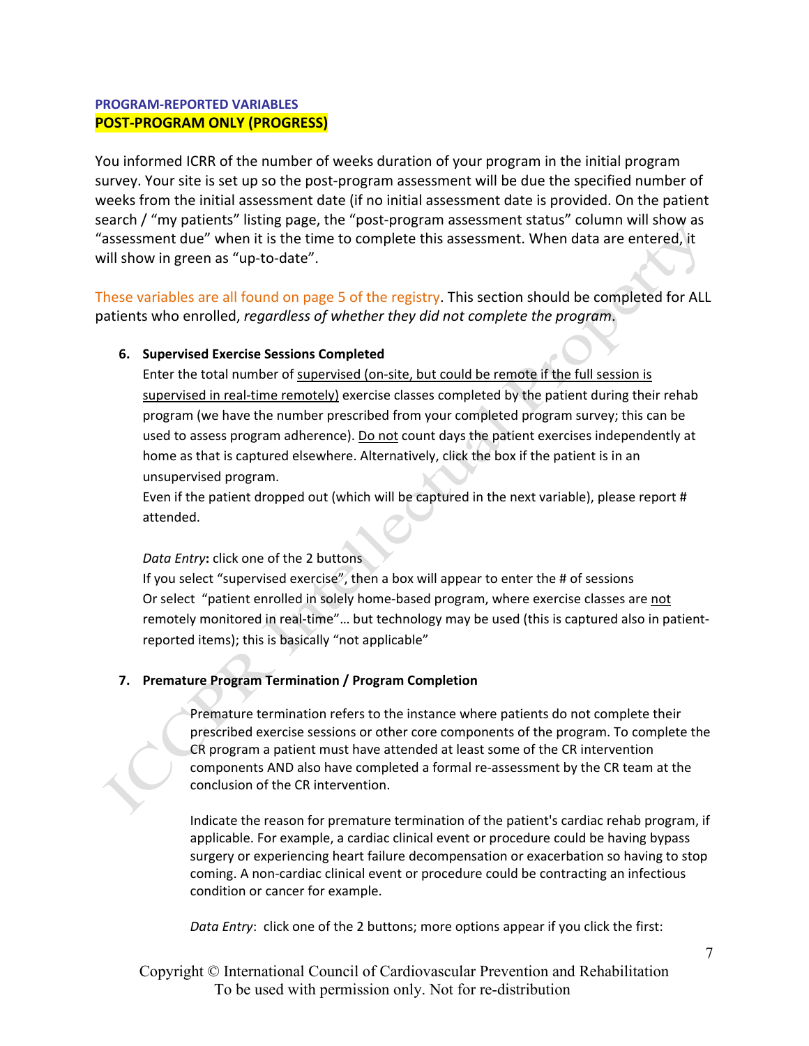**PROGRAM-REPORTED VARIABLES**

**POST-PROGRAM ONLY (PROGRESS)**

You informed ICRR of the number of weeks duration of your program in the initial program survey. Your site is set up so the post-program assessment will be due the specified number of weeks from the initial assessment date (if no initial assessment date is provided. On the patient search / "my patients" listing page, the "post-program assessment status" column will show as "assessment due" when it is the time to complete this assessment. When data are entered, it will show in green as "up-to-date".

These variables are all found on page 5 of the registry. This section should be completed for ALL patients who enrolled, *regardless of whether they did not complete the program*.

6. **Supervised Exercise Sessions Completed**

   Enter the total number of supervised (on-site, but could be remote if the full session is supervised in real-time remotely) exercise classes completed by the patient during their rehab program (we have the number prescribed from your completed program survey; this can be used to assess program adherence). Do not count days the patient exercises independently at home as that is captured elsewhere. Alternatively, click the box if the patient is in an unsupervised program.

   Even if the patient dropped out (which will be captured in the next variable), please report # attended.

   *Data Entry***:** click one of the 2 buttons

   If you select "supervised exercise", then a box will appear to enter the # of sessions

   Or select "patient enrolled in solely home-based program, where exercise classes are not remotely monitored in real-time"… but technology may be used (this is captured also in patient-reported items); this is basically "not applicable"

7. **Premature Program Termination / Program Completion**

   Premature termination refers to the instance where patients do not complete their prescribed exercise sessions or other core components of the program. To complete the CR program a patient must have attended at least some of the CR intervention components AND also have completed a formal re-assessment by the CR team at the conclusion of the CR intervention.

   Indicate the reason for premature termination of the patient's cardiac rehab program, if applicable. For example, a cardiac clinical event or procedure could be having bypass surgery or experiencing heart failure decompensation or exacerbation so having to stop coming. A non-cardiac clinical event or procedure could be contracting an infectious condition or cancer for example.

   *Data Entry*: click one of the 2 buttons; more options appear if you click the first:

Copyright © International Council of Cardiovascular Prevention and Rehabilitation
To be used with permission only. Not for re-distribution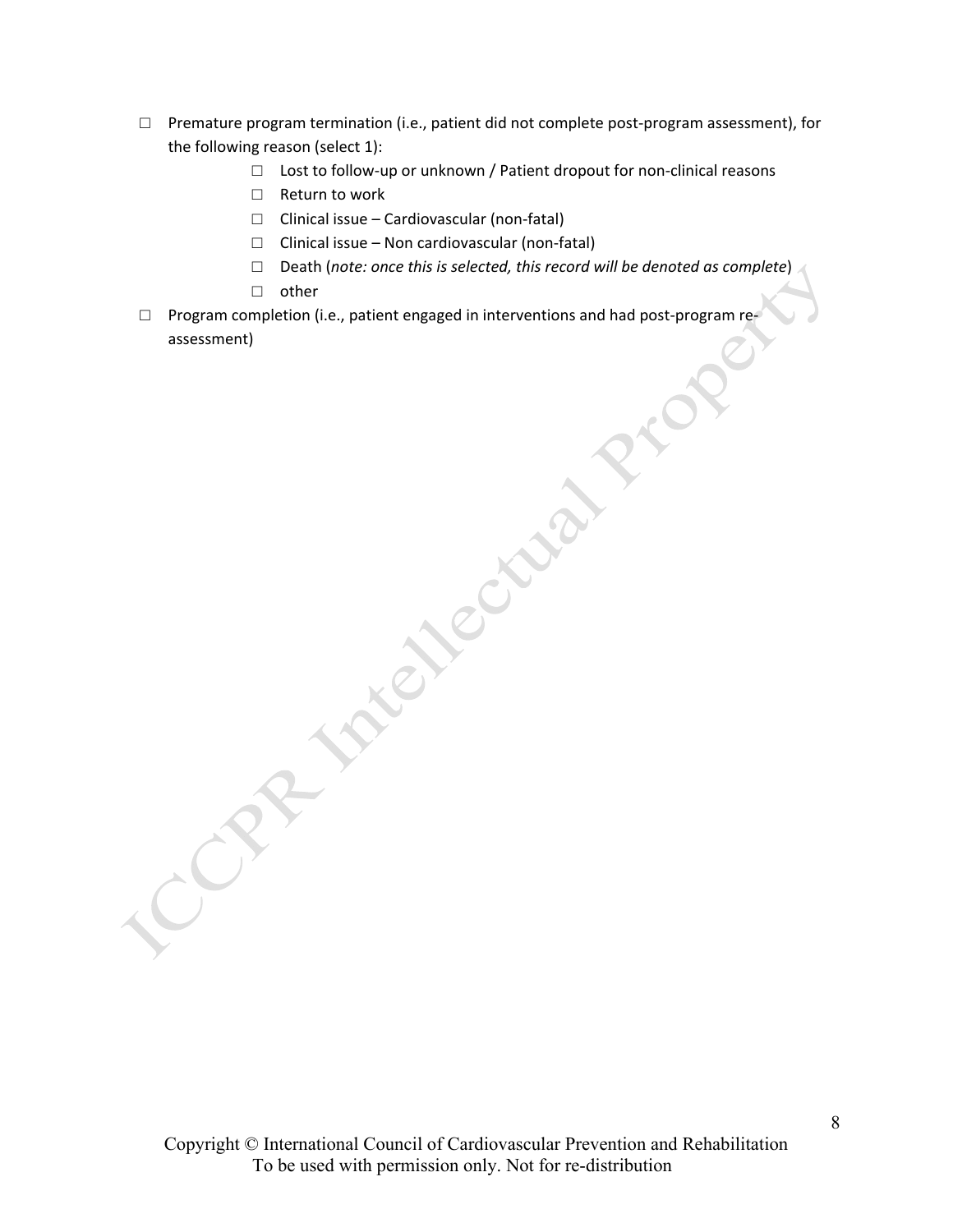- ☐ Premature program termination (i.e., patient did not complete post-program assessment), for the following reason (select 1):
  - ☐ Lost to follow-up or unknown / Patient dropout for non-clinical reasons
  - ☐ Return to work
  - ☐ Clinical issue – Cardiovascular (non-fatal)
  - ☐ Clinical issue – Non cardiovascular (non-fatal)
  - ☐ Death (*note: once this is selected, this record will be denoted as complete*)
  - ☐ other
- ☐ Program completion (i.e., patient engaged in interventions and had post-program re-assessment)

Copyright © International Council of Cardiovascular Prevention and Rehabilitation
To be used with permission only. Not for re-distribution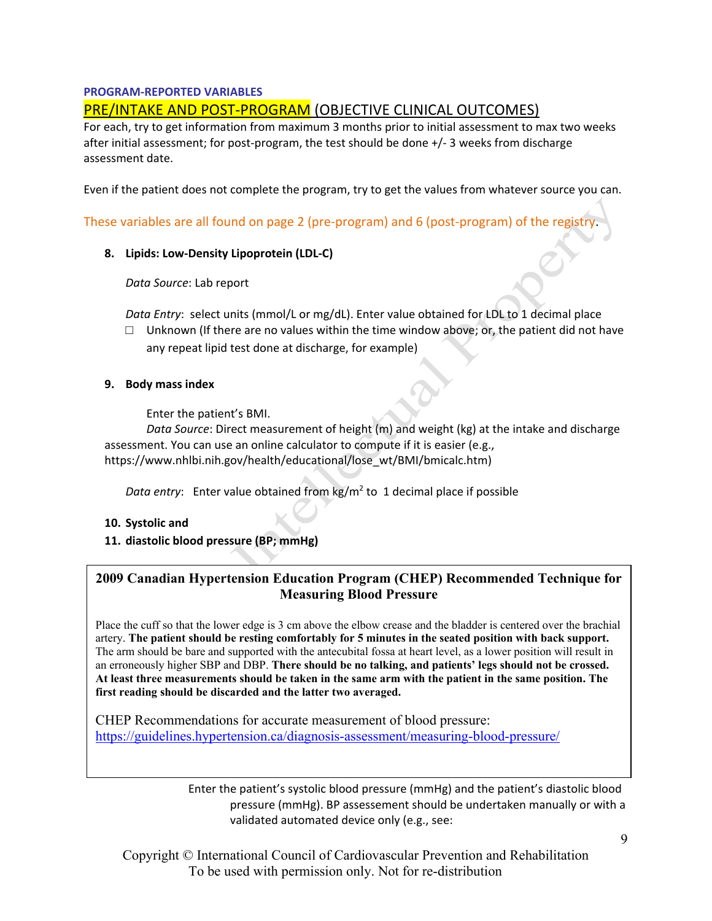**PROGRAM-REPORTED VARIABLES**

## PRE/INTAKE AND POST-PROGRAM (OBJECTIVE CLINICAL OUTCOMES)

For each, try to get information from maximum 3 months prior to initial assessment to max two weeks after initial assessment; for post-program, the test should be done +/- 3 weeks from discharge assessment date.

Even if the patient does not complete the program, try to get the values from whatever source you can.

These variables are all found on page 2 (pre-program) and 6 (post-program) of the registry.

8. **Lipids: Low-Density Lipoprotein (LDL-C)**

   *Data Source*: Lab report

   *Data Entry*: select units (mmol/L or mg/dL). Enter value obtained for LDL to 1 decimal place

   ☐ Unknown (If there are no values within the time window above; or, the patient did not have any repeat lipid test done at discharge, for example)

9. **Body mass index**

   Enter the patient's BMI.

   *Data Source*: Direct measurement of height (m) and weight (kg) at the intake and discharge assessment. You can use an online calculator to compute if it is easier (e.g., https://www.nhlbi.nih.gov/health/educational/lose_wt/BMI/bmicalc.htm)

   *Data entry*: Enter value obtained from kg/m$^2$ to 1 decimal place if possible

10. **Systolic and**
11. **diastolic blood pressure (BP; mmHg)**

> **2009 Canadian Hypertension Education Program (CHEP) Recommended Technique for Measuring Blood Pressure**
>
> Place the cuff so that the lower edge is 3 cm above the elbow crease and the bladder is centered over the brachial artery. **The patient should be resting comfortably for 5 minutes in the seated position with back support.** The arm should be bare and supported with the antecubital fossa at heart level, as a lower position will result in an erroneously higher SBP and DBP. **There should be no talking, and patients' legs should not be crossed. At least three measurements should be taken in the same arm with the patient in the same position. The first reading should be discarded and the latter two averaged.**
>
> CHEP Recommendations for accurate measurement of blood pressure: https://guidelines.hypertension.ca/diagnosis-assessment/measuring-blood-pressure/

Enter the patient's systolic blood pressure (mmHg) and the patient's diastolic blood pressure (mmHg). BP assesseement should be undertaken manually or with a validated automated device only (e.g., see:

Copyright © International Council of Cardiovascular Prevention and Rehabilitation
To be used with permission only. Not for re-distribution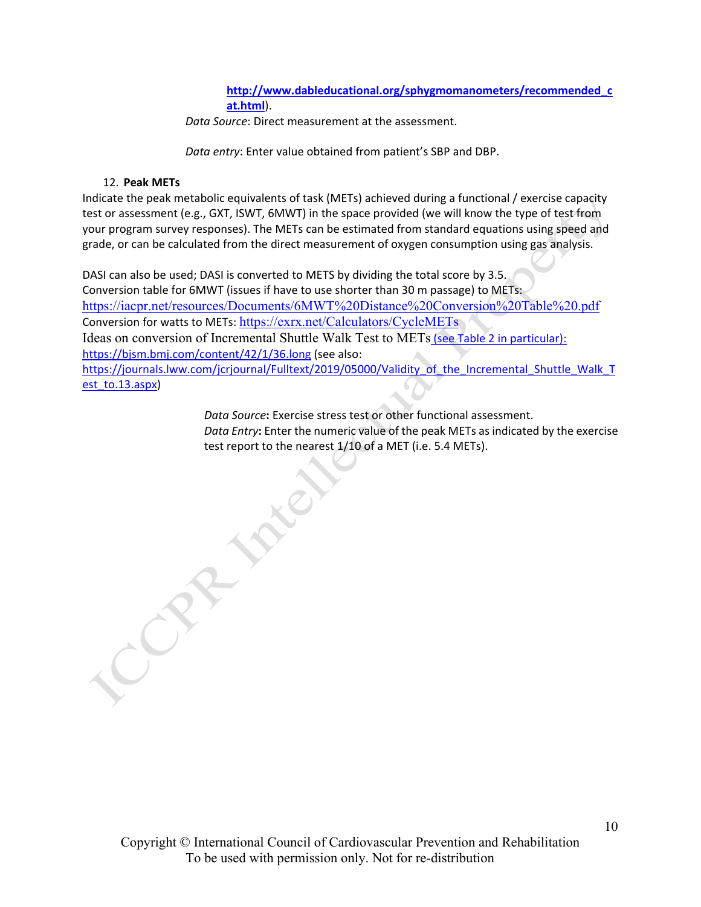**http://www.dableducational.org/sphygmomanometers/recommended_cat.html**).

*Data Source*: Direct measurement at the assessment.

*Data entry*: Enter value obtained from patient's SBP and DBP.

12. **Peak METs**

Indicate the peak metabolic equivalents of task (METs) achieved during a functional / exercise capacity test or assessment (e.g., GXT, ISWT, 6MWT) in the space provided (we will know the type of test from your program survey responses). The METs can be estimated from standard equations using speed and grade, or can be calculated from the direct measurement of oxygen consumption using gas analysis.

DASI can also be used; DASI is converted to METS by dividing the total score by 3.5.
Conversion table for 6MWT (issues if have to use shorter than 30 m passage) to METs: https://iacpr.net/resources/Documents/6MWT%20Distance%20Conversion%20Table%20.pdf
Conversion for watts to METs: https://exrx.net/Calculators/CycleMETs
Ideas on conversion of Incremental Shuttle Walk Test to METs (see Table 2 in particular): https://bjsm.bmj.com/content/42/1/36.long (see also: https://journals.lww.com/jcrjournal/Fulltext/2019/05000/Validity_of_the_Incremental_Shuttle_Walk_Test_to.13.aspx)

*Data Source***:** Exercise stress test or other functional assessment.
*Data Entry***:** Enter the numeric value of the peak METs as indicated by the exercise test report to the nearest 1/10 of a MET (i.e. 5.4 METs).

Copyright © International Council of Cardiovascular Prevention and Rehabilitation
To be used with permission only. Not for re-distribution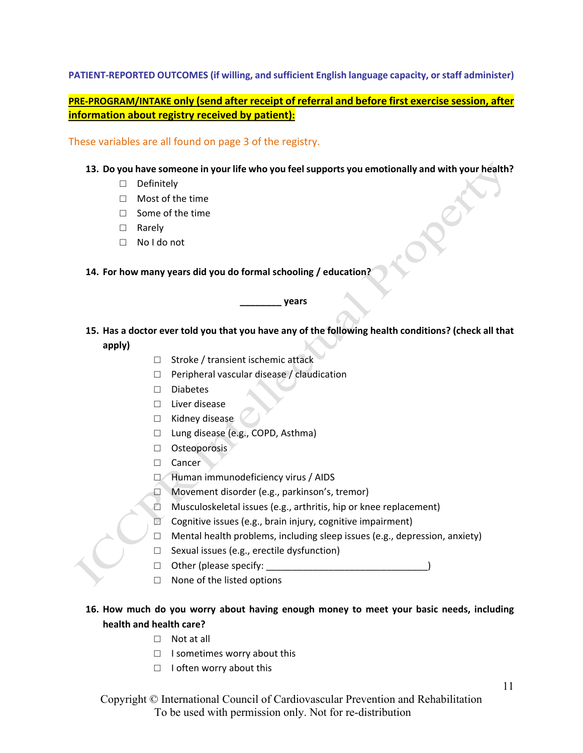**PATIENT-REPORTED OUTCOMES (if willing, and sufficient English language capacity, or staff administer)**

**PRE-PROGRAM/INTAKE only (send after receipt of referral and before first exercise session, after information about registry received by patient):**

These variables are all found on page 3 of the registry.

13. **Do you have someone in your life who you feel supports you emotionally and with your health?**
    - ☐ Definitely
    - ☐ Most of the time
    - ☐ Some of the time
    - ☐ Rarely
    - ☐ No I do not

14. **For how many years did you do formal schooling / education?**

    **________ years**

15. **Has a doctor ever told you that you have any of the following health conditions? (check all that apply)**
    - ☐ Stroke / transient ischemic attack
    - ☐ Peripheral vascular disease / claudication
    - ☐ Diabetes
    - ☐ Liver disease
    - ☐ Kidney disease
    - ☐ Lung disease (e.g., COPD, Asthma)
    - ☐ Osteoporosis
    - ☐ Cancer
    - ☐ Human immunodeficiency virus / AIDS
    - ☐ Movement disorder (e.g., parkinson's, tremor)
    - ☐ Musculoskeletal issues (e.g., arthritis, hip or knee replacement)
    - ☐ Cognitive issues (e.g., brain injury, cognitive impairment)
    - ☐ Mental health problems, including sleep issues (e.g., depression, anxiety)
    - ☐ Sexual issues (e.g., erectile dysfunction)
    - ☐ Other (please specify: ________________________________)
    - ☐ None of the listed options

16. **How much do you worry about having enough money to meet your basic needs, including health and health care?**
    - ☐ Not at all
    - ☐ I sometimes worry about this
    - ☐ I often worry about this

Copyright © International Council of Cardiovascular Prevention and Rehabilitation
To be used with permission only. Not for re-distribution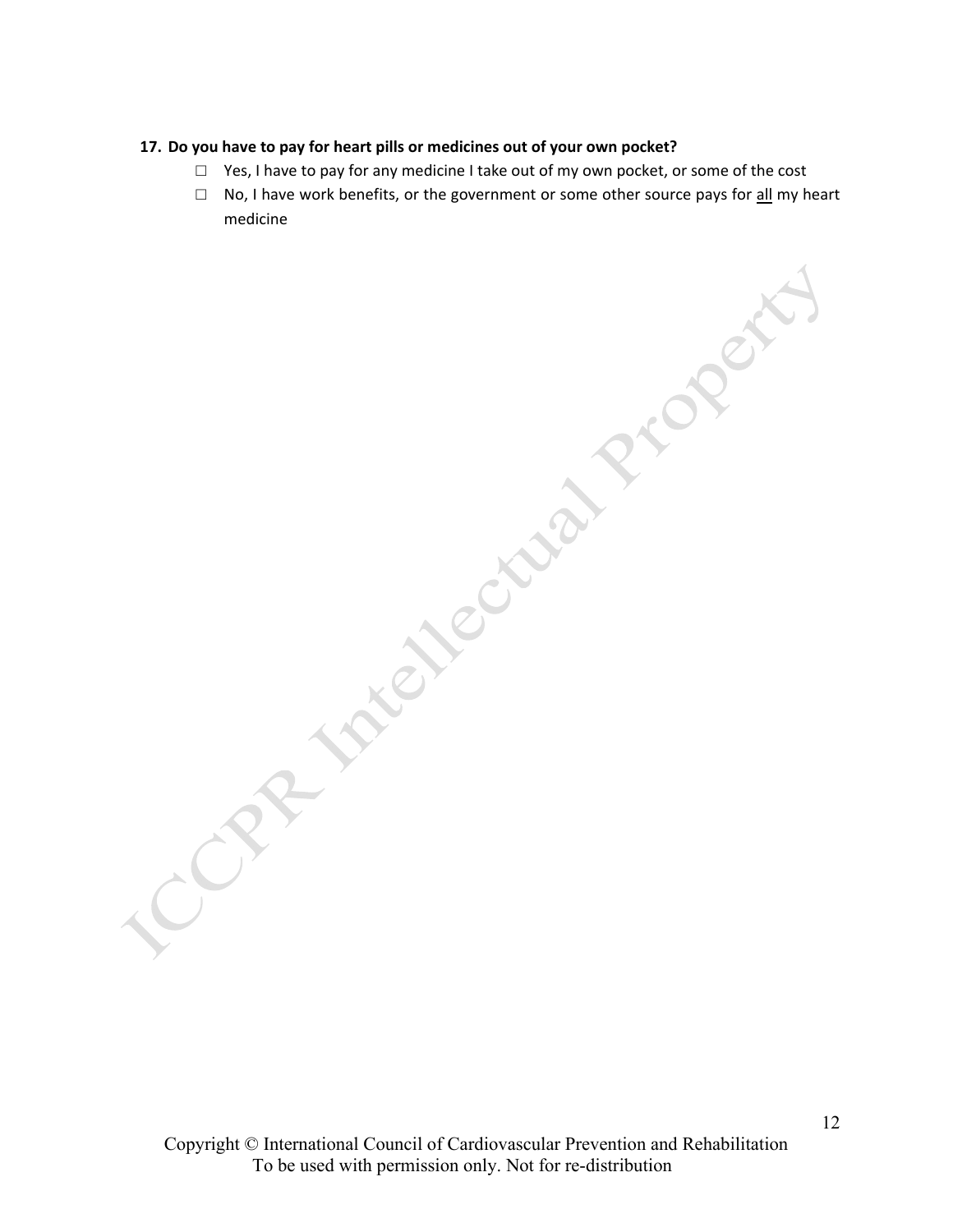**17. Do you have to pay for heart pills or medicines out of your own pocket?**

- ☐ Yes, I have to pay for any medicine I take out of my own pocket, or some of the cost
- ☐ No, I have work benefits, or the government or some other source pays for <u>all</u> my heart medicine

Copyright © International Council of Cardiovascular Prevention and Rehabilitation
To be used with permission only. Not for re-distribution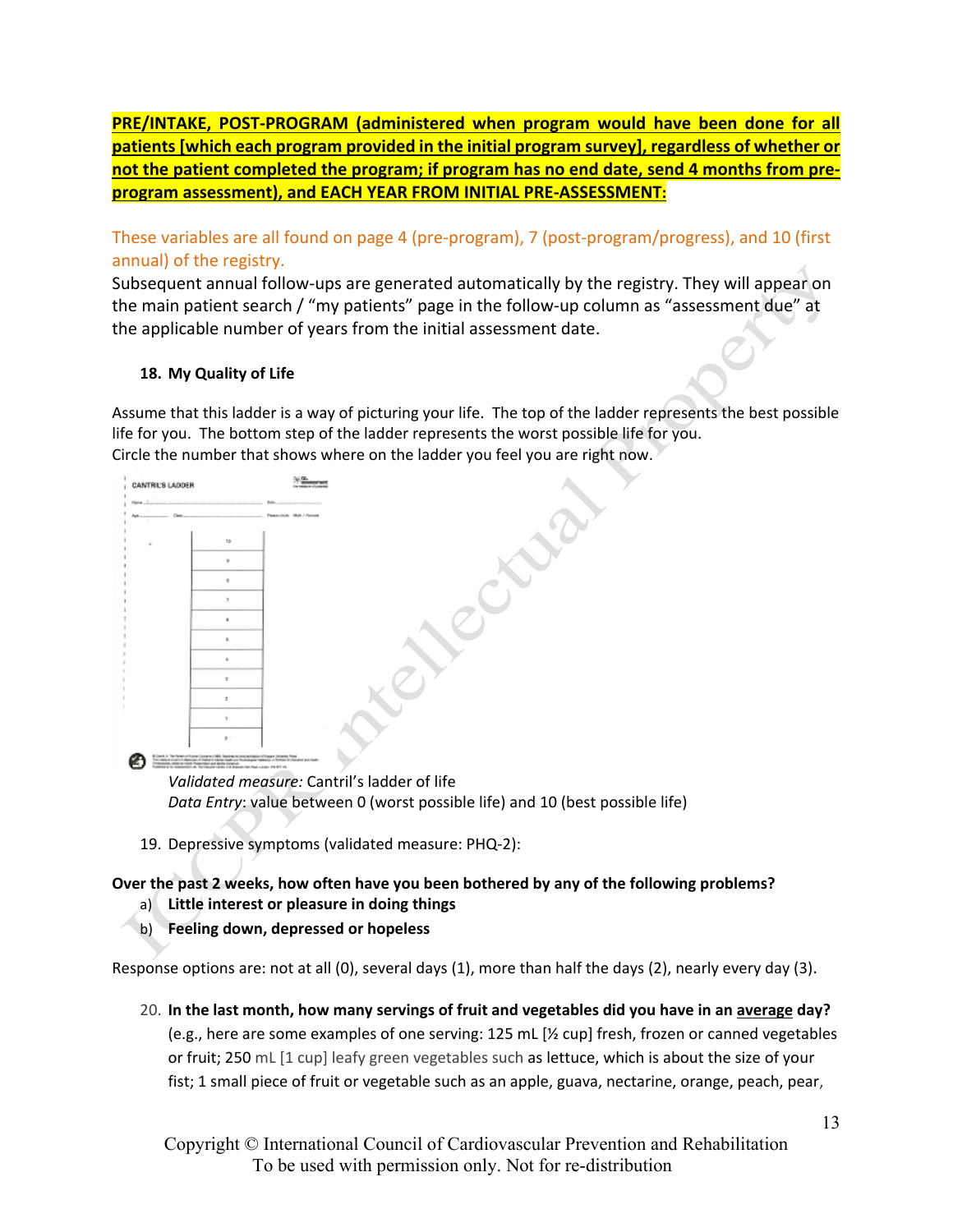**PRE/INTAKE, POST-PROGRAM (administered when program would have been done for all patients [which each program provided in the initial program survey], regardless of whether or not the patient completed the program; if program has no end date, send 4 months from pre-program assessment), and EACH YEAR FROM INITIAL PRE-ASSESSMENT:**

These variables are all found on page 4 (pre-program), 7 (post-program/progress), and 10 (first annual) of the registry.

Subsequent annual follow-ups are generated automatically by the registry. They will appear on the main patient search / "my patients" page in the follow-up column as "assessment due" at the applicable number of years from the initial assessment date.

18. **My Quality of Life**

Assume that this ladder is a way of picturing your life. The top of the ladder represents the best possible life for you. The bottom step of the ladder represents the worst possible life for you.
Circle the number that shows where on the ladder you feel you are right now.

*Validated measure:* Cantril's ladder of life
*Data Entry*: value between 0 (worst possible life) and 10 (best possible life)

19. Depressive symptoms (validated measure: PHQ-2):

**Over the past 2 weeks, how often have you been bothered by any of the following problems?**

a) **Little interest or pleasure in doing things**
b) **Feeling down, depressed or hopeless**

Response options are: not at all (0), several days (1), more than half the days (2), nearly every day (3).

20. **In the last month, how many servings of fruit and vegetables did you have in an <u>average</u> day?** (e.g., here are some examples of one serving: 125 mL [½ cup] fresh, frozen or canned vegetables or fruit; 250 mL [1 cup] leafy green vegetables such as lettuce, which is about the size of your fist; 1 small piece of fruit or vegetable such as an apple, guava, nectarine, orange, peach, pear,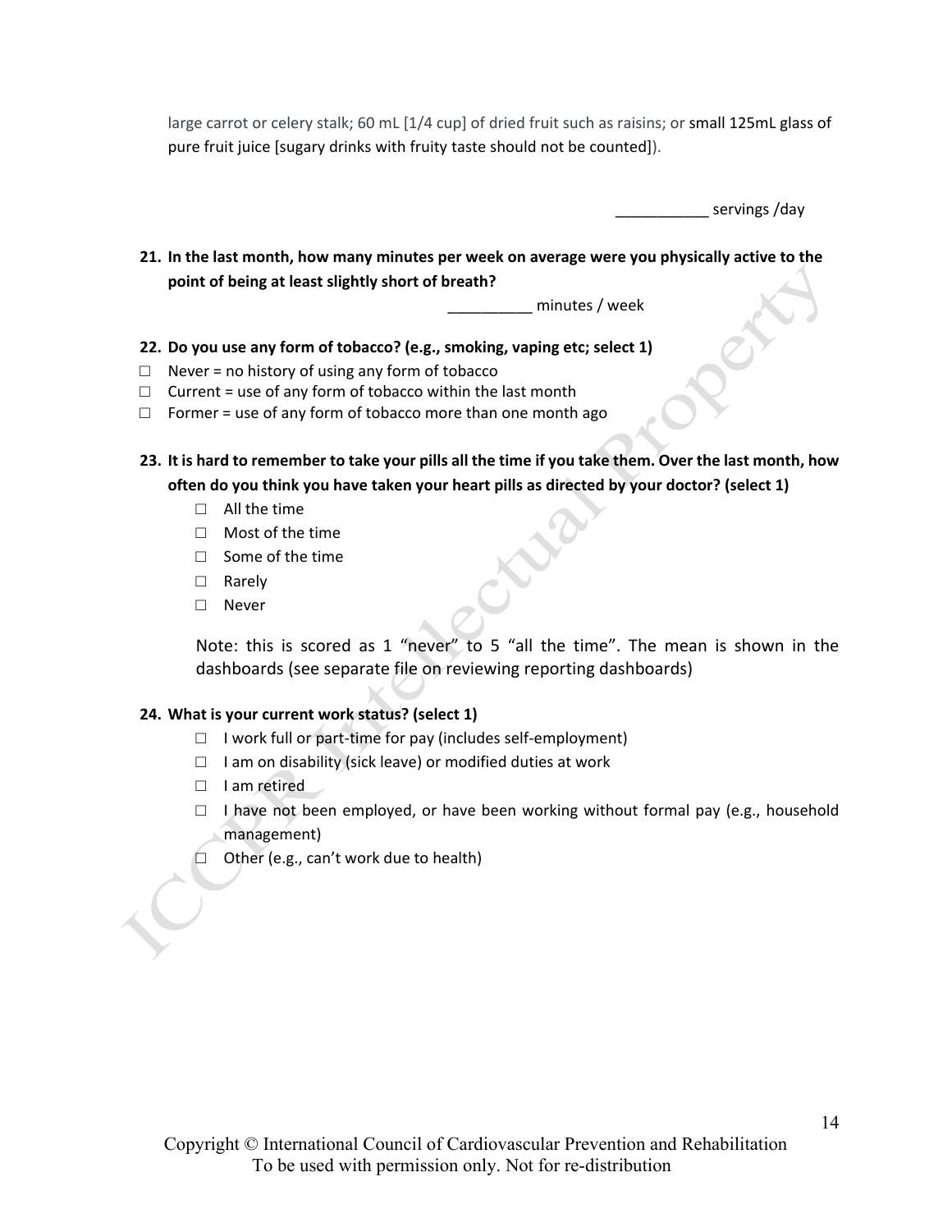large carrot or celery stalk; 60 mL [1/4 cup] of dried fruit such as raisins; or small 125mL glass of pure fruit juice [sugary drinks with fruity taste should not be counted]).

___________ servings /day

**21. In the last month, how many minutes per week on average were you physically active to the point of being at least slightly short of breath?**

__________ minutes / week

**22. Do you use any form of tobacco? (e.g., smoking, vaping etc; select 1)**

- □ Never = no history of using any form of tobacco
- □ Current = use of any form of tobacco within the last month
- □ Former = use of any form of tobacco more than one month ago

**23. It is hard to remember to take your pills all the time if you take them. Over the last month, how often do you think you have taken your heart pills as directed by your doctor? (select 1)**

- □ All the time
- □ Most of the time
- □ Some of the time
- □ Rarely
- □ Never

Note: this is scored as 1 "never" to 5 "all the time". The mean is shown in the dashboards (see separate file on reviewing reporting dashboards)

**24. What is your current work status? (select 1)**

- □ I work full or part-time for pay (includes self-employment)
- □ I am on disability (sick leave) or modified duties at work
- □ I am retired
- □ I have not been employed, or have been working without formal pay (e.g., household management)
- □ Other (e.g., can't work due to health)

Copyright © International Council of Cardiovascular Prevention and Rehabilitation
To be used with permission only. Not for re-distribution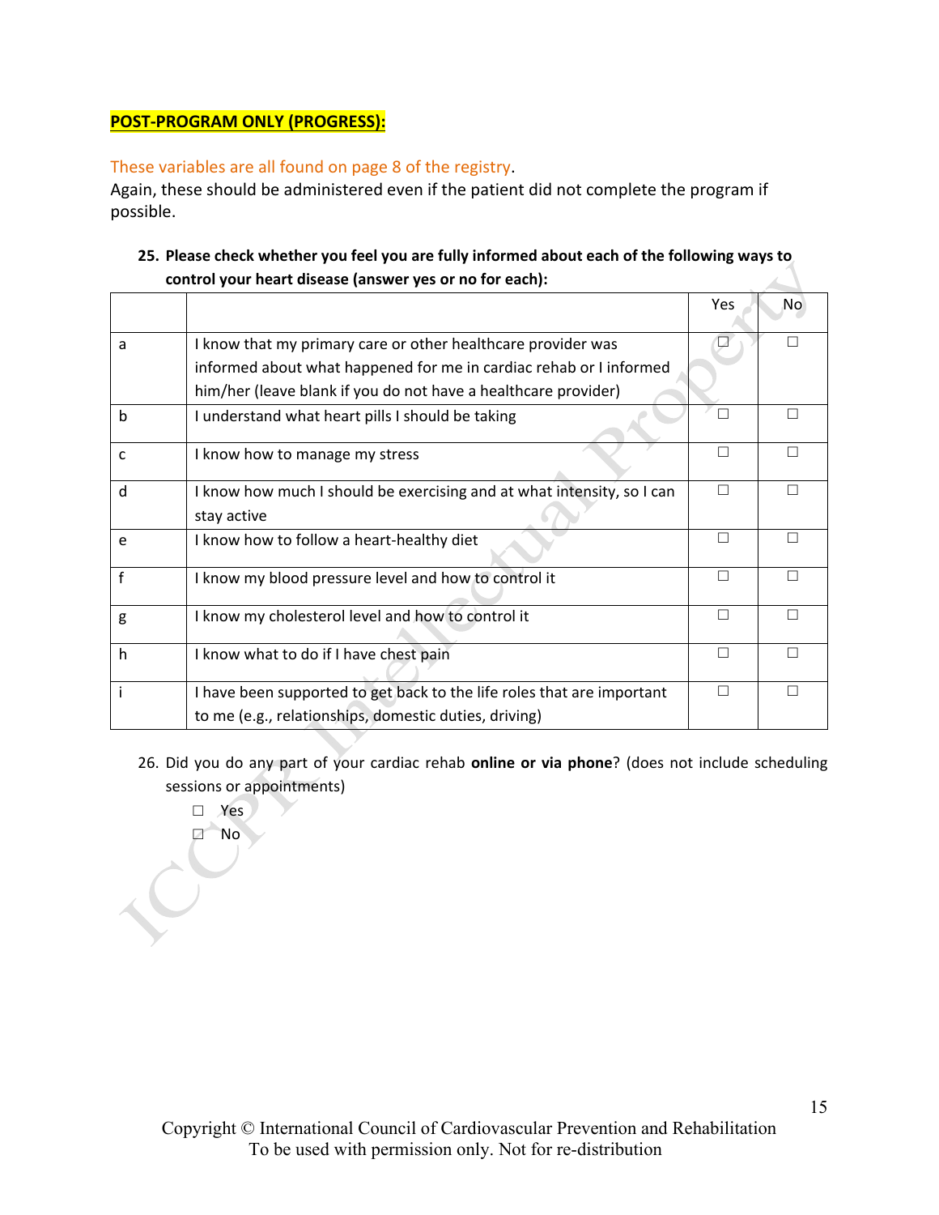**POST-PROGRAM ONLY (PROGRESS):**

These variables are all found on page 8 of the registry.
Again, these should be administered even if the patient did not complete the program if possible.

25. **Please check whether you feel you are fully informed about each of the following ways to control your heart disease (answer yes or no for each):**

| | | Yes | No |
|---|---|---|---|
| a | I know that my primary care or other healthcare provider was informed about what happened for me in cardiac rehab or I informed him/her (leave blank if you do not have a healthcare provider) | ☐ | ☐ |
| b | I understand what heart pills I should be taking | ☐ | ☐ |
| c | I know how to manage my stress | ☐ | ☐ |
| d | I know how much I should be exercising and at what intensity, so I can stay active | ☐ | ☐ |
| e | I know how to follow a heart-healthy diet | ☐ | ☐ |
| f | I know my blood pressure level and how to control it | ☐ | ☐ |
| g | I know my cholesterol level and how to control it | ☐ | ☐ |
| h | I know what to do if I have chest pain | ☐ | ☐ |
| i | I have been supported to get back to the life roles that are important to me (e.g., relationships, domestic duties, driving) | ☐ | ☐ |

26. Did you do any part of your cardiac rehab **online or via phone**? (does not include scheduling sessions or appointments)
    - ☐ Yes
    - ☐ No

Copyright © International Council of Cardiovascular Prevention and Rehabilitation
To be used with permission only. Not for re-distribution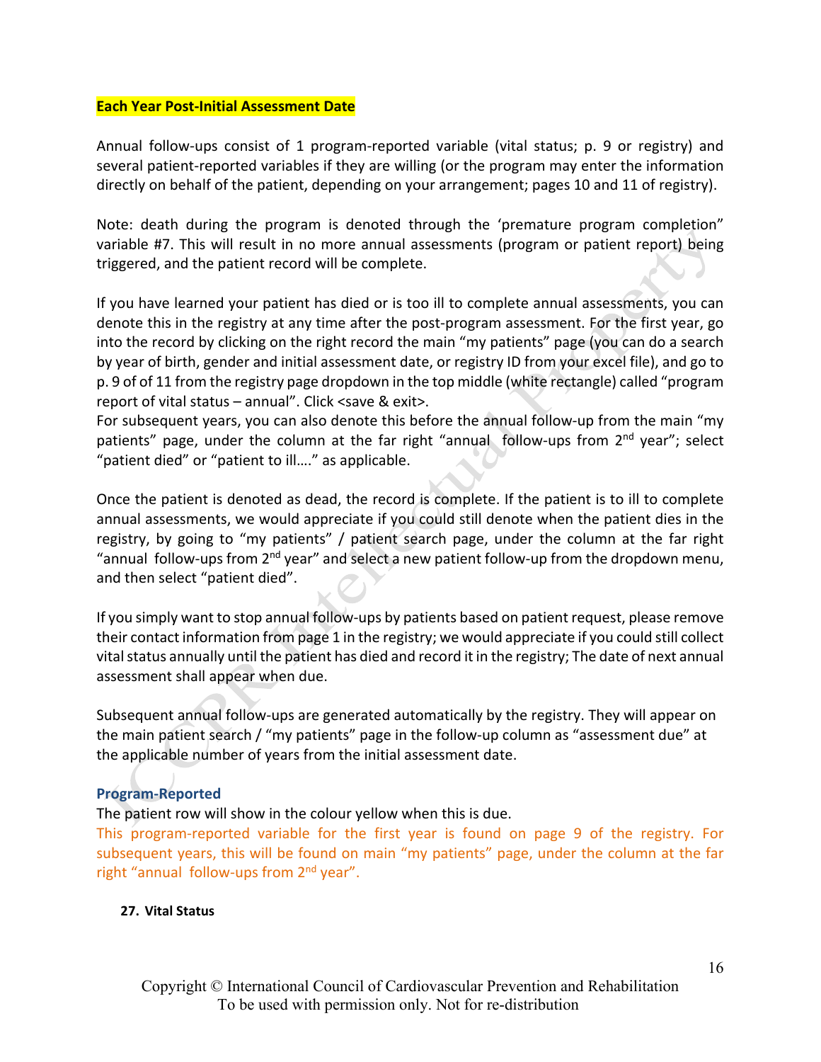**Each Year Post-Initial Assessment Date**

Annual follow-ups consist of 1 program-reported variable (vital status; p. 9 or registry) and several patient-reported variables if they are willing (or the program may enter the information directly on behalf of the patient, depending on your arrangement; pages 10 and 11 of registry).

Note: death during the program is denoted through the 'premature program completion" variable #7. This will result in no more annual assessments (program or patient report) being triggered, and the patient record will be complete.

If you have learned your patient has died or is too ill to complete annual assessments, you can denote this in the registry at any time after the post-program assessment. For the first year, go into the record by clicking on the right record the main "my patients" page (you can do a search by year of birth, gender and initial assessment date, or registry ID from your excel file), and go to p. 9 of of 11 from the registry page dropdown in the top middle (white rectangle) called "program report of vital status – annual". Click <save & exit>.
For subsequent years, you can also denote this before the annual follow-up from the main "my patients" page, under the column at the far right "annual follow-ups from 2nd year"; select "patient died" or "patient to ill…." as applicable.

Once the patient is denoted as dead, the record is complete. If the patient is to ill to complete annual assessments, we would appreciate if you could still denote when the patient dies in the registry, by going to "my patients" / patient search page, under the column at the far right "annual follow-ups from 2nd year" and select a new patient follow-up from the dropdown menu, and then select "patient died".

If you simply want to stop annual follow-ups by patients based on patient request, please remove their contact information from page 1 in the registry; we would appreciate if you could still collect vital status annually until the patient has died and record it in the registry; The date of next annual assessment shall appear when due.

Subsequent annual follow-ups are generated automatically by the registry. They will appear on the main patient search / "my patients" page in the follow-up column as "assessment due" at the applicable number of years from the initial assessment date.

### Program-Reported

The patient row will show in the colour yellow when this is due.
This program-reported variable for the first year is found on page 9 of the registry. For subsequent years, this will be found on main "my patients" page, under the column at the far right "annual follow-ups from 2nd year".

**27. Vital Status**

Copyright © International Council of Cardiovascular Prevention and Rehabilitation
To be used with permission only. Not for re-distribution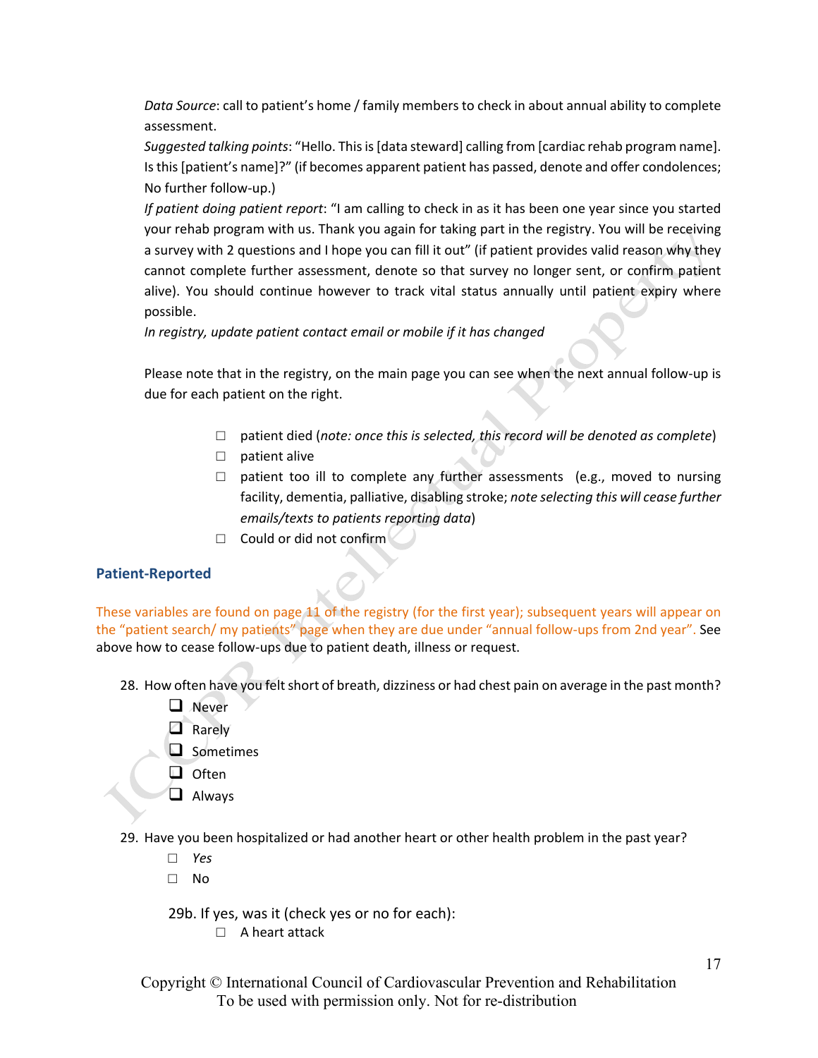*Data Source*: call to patient's home / family members to check in about annual ability to complete assessment.

*Suggested talking points*: "Hello. This is [data steward] calling from [cardiac rehab program name]. Is this [patient's name]?" (if becomes apparent patient has passed, denote and offer condolences; No further follow-up.)

*If patient doing patient report*: "I am calling to check in as it has been one year since you started your rehab program with us. Thank you again for taking part in the registry. You will be receiving a survey with 2 questions and I hope you can fill it out" (if patient provides valid reason why they cannot complete further assessment, denote so that survey no longer sent, or confirm patient alive). You should continue however to track vital status annually until patient expiry where possible.

*In registry, update patient contact email or mobile if it has changed*

Please note that in the registry, on the main page you can see when the next annual follow-up is due for each patient on the right.

- ☐ patient died (*note: once this is selected, this record will be denoted as complete*)
- ☐ patient alive
- ☐ patient too ill to complete any further assessments (e.g., moved to nursing facility, dementia, palliative, disabling stroke; *note selecting this will cease further emails/texts to patients reporting data*)
- ☐ Could or did not confirm

## Patient-Reported

These variables are found on page 11 of the registry (for the first year); subsequent years will appear on the "patient search/ my patients" page when they are due under "annual follow-ups from 2nd year". See above how to cease follow-ups due to patient death, illness or request.

28. How often have you felt short of breath, dizziness or had chest pain on average in the past month?
    - ☐ Never
    - ☐ Rarely
    - ☐ Sometimes
    - ☐ Often
    - ☐ Always

29. Have you been hospitalized or had another heart or other health problem in the past year?
    - ☐ *Yes*
    - ☐ No

    29b. If yes, was it (check yes or no for each):
    - ☐ A heart attack

Copyright © International Council of Cardiovascular Prevention and Rehabilitation
To be used with permission only. Not for re-distribution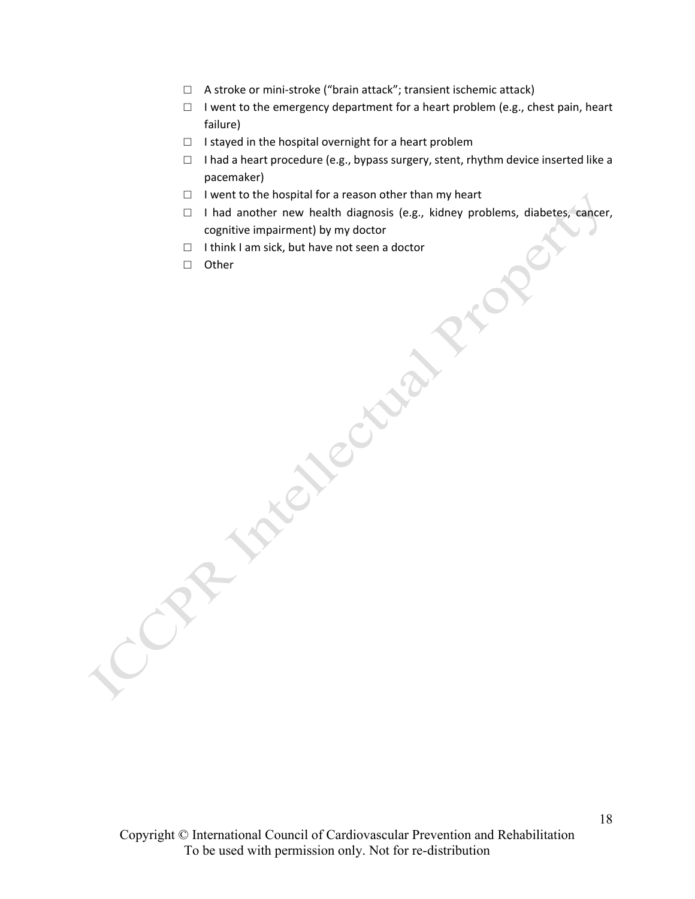- ☐ A stroke or mini-stroke ("brain attack"; transient ischemic attack)
- ☐ I went to the emergency department for a heart problem (e.g., chest pain, heart failure)
- ☐ I stayed in the hospital overnight for a heart problem
- ☐ I had a heart procedure (e.g., bypass surgery, stent, rhythm device inserted like a pacemaker)
- ☐ I went to the hospital for a reason other than my heart
- ☐ I had another new health diagnosis (e.g., kidney problems, diabetes, cancer, cognitive impairment) by my doctor
- ☐ I think I am sick, but have not seen a doctor
- ☐ Other

Copyright © International Council of Cardiovascular Prevention and Rehabilitation
To be used with permission only. Not for re-distribution